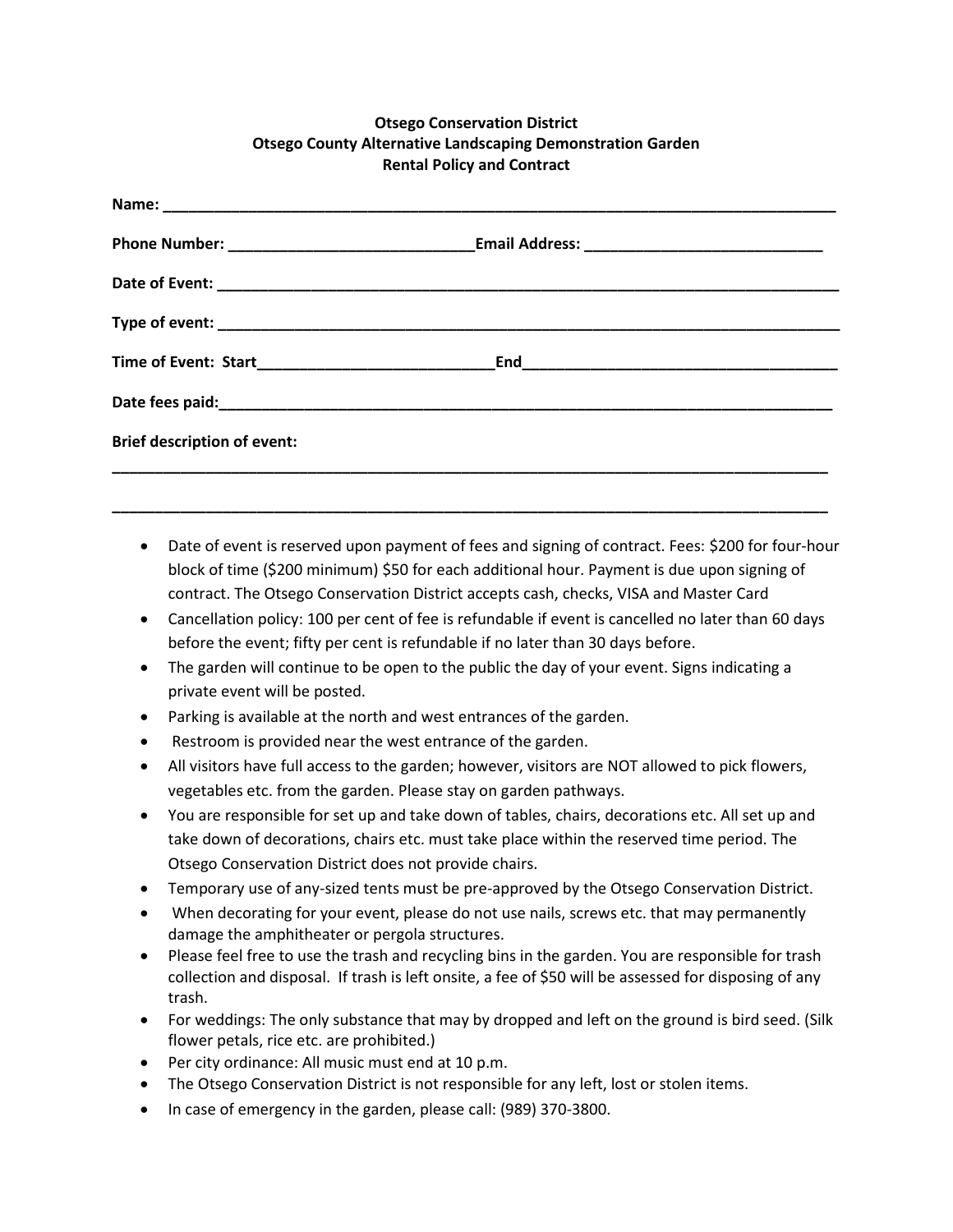**Otsego Conservation District**
**Otsego County Alternative Landscaping Demonstration Garden**
**Rental Policy and Contract**

**Name:** ______________________________________________________________________________

**Phone Number:** ____________________________ **Email Address:** ___________________________

**Date of Event:** ____________________________________________________________________________

**Type of event:** ____________________________________________________________________________

**Time of Event: Start** ___________________________ **End** _____________________________________

**Date fees paid:** ___________________________________________________________________________

**Brief description of event:**

_______________________________________________________________________________________

_______________________________________________________________________________________

- Date of event is reserved upon payment of fees and signing of contract. Fees: $200 for four-hour block of time ($200 minimum) $50 for each additional hour. Payment is due upon signing of contract. The Otsego Conservation District accepts cash, checks, VISA and Master Card
- Cancellation policy: 100 per cent of fee is refundable if event is cancelled no later than 60 days before the event; fifty per cent is refundable if no later than 30 days before.
- The garden will continue to be open to the public the day of your event. Signs indicating a private event will be posted.
- Parking is available at the north and west entrances of the garden.
- Restroom is provided near the west entrance of the garden.
- All visitors have full access to the garden; however, visitors are NOT allowed to pick flowers, vegetables etc. from the garden. Please stay on garden pathways.
- You are responsible for set up and take down of tables, chairs, decorations etc. All set up and take down of decorations, chairs etc. must take place within the reserved time period. The Otsego Conservation District does not provide chairs.
- Temporary use of any-sized tents must be pre-approved by the Otsego Conservation District.
- When decorating for your event, please do not use nails, screws etc. that may permanently damage the amphitheater or pergola structures.
- Please feel free to use the trash and recycling bins in the garden. You are responsible for trash collection and disposal. If trash is left onsite, a fee of $50 will be assessed for disposing of any trash.
- For weddings: The only substance that may by dropped and left on the ground is bird seed. (Silk flower petals, rice etc. are prohibited.)
- Per city ordinance: All music must end at 10 p.m.
- The Otsego Conservation District is not responsible for any left, lost or stolen items.
- In case of emergency in the garden, please call: (989) 370-3800.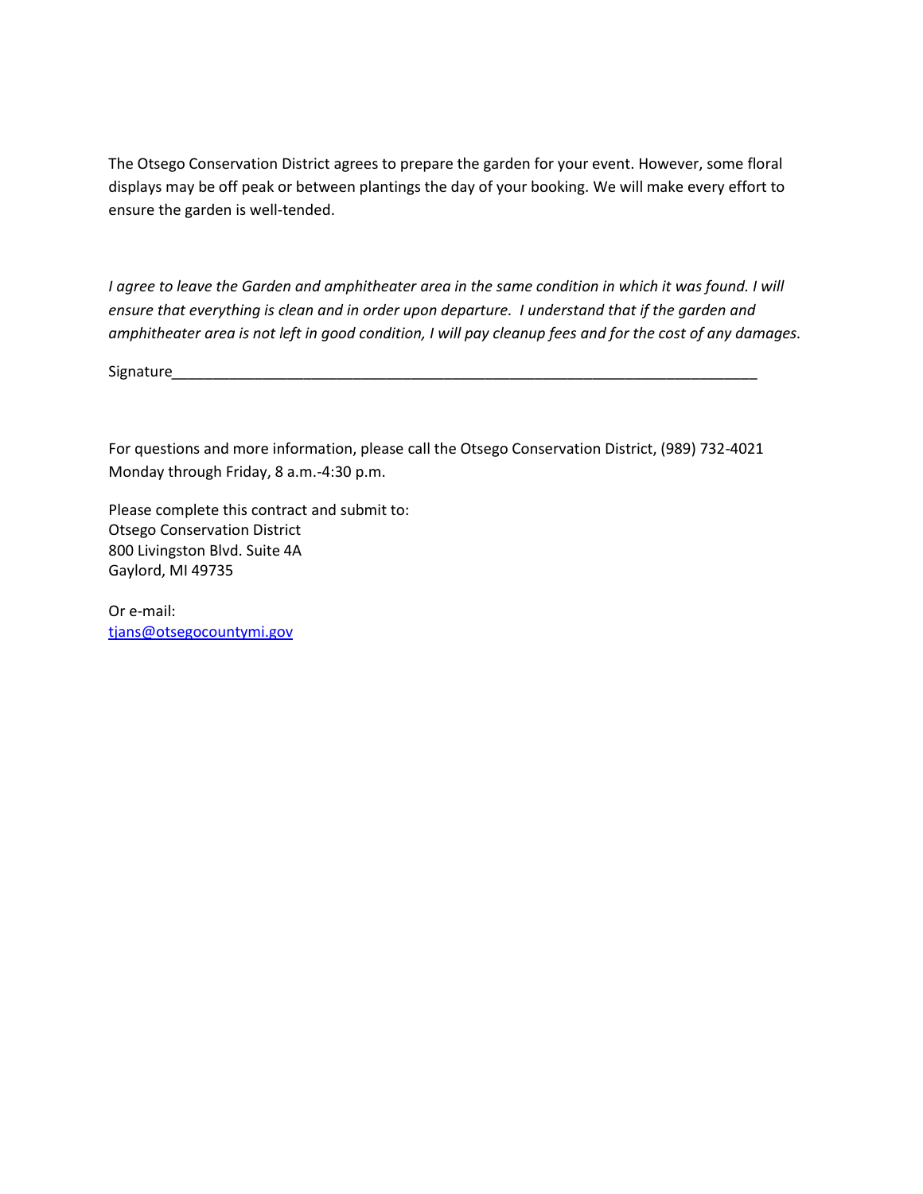The Otsego Conservation District agrees to prepare the garden for your event. However, some floral displays may be off peak or between plantings the day of your booking. We will make every effort to ensure the garden is well-tended.

*I agree to leave the Garden and amphitheater area in the same condition in which it was found. I will ensure that everything is clean and in order upon departure. I understand that if the garden and amphitheater area is not left in good condition, I will pay cleanup fees and for the cost of any damages.*

Signature_________________________________________________________________________

For questions and more information, please call the Otsego Conservation District, (989) 732-4021 Monday through Friday, 8 a.m.-4:30 p.m.

Please complete this contract and submit to:
Otsego Conservation District
800 Livingston Blvd. Suite 4A
Gaylord, MI 49735

Or e-mail:
[tjans@otsegocountymi.gov](mailto:tjans@otsegocountymi.gov)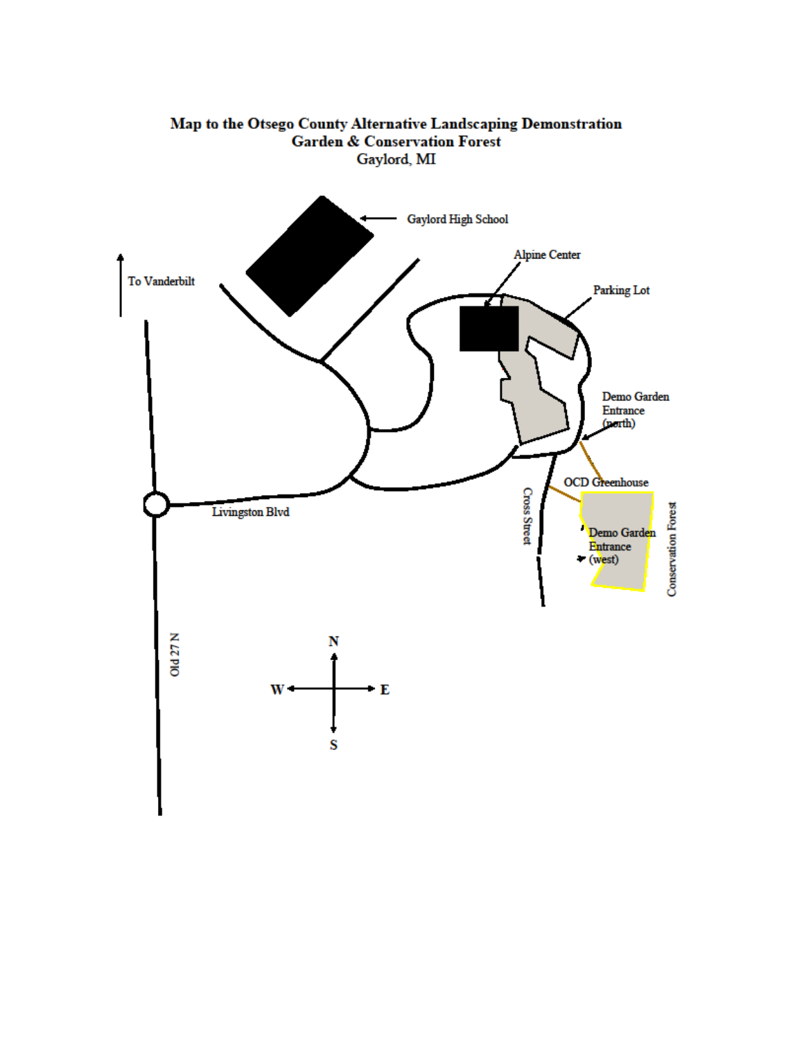# Map to the Otsego County Alternative Landscaping Demonstration Garden & Conservation Forest

Gaylord, MI

Gaylord High School

Alpine Center

Parking Lot

To Vanderbilt

Demo Garden Entrance (north)

OCD Greenhouse

Livingston Blvd

Cross Street

Demo Garden Entrance (west)

Conservation Forest

Old 27 N

N

W

E

S